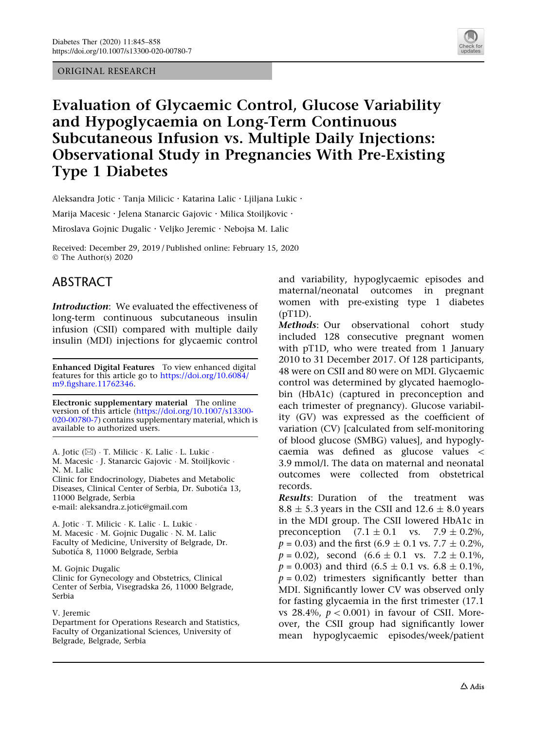ORIGINAL RESEARCH

# Evaluation of Glycaemic Control, Glucose Variability and Hypoglycaemia on Long-Term Continuous Subcutaneous Infusion vs. Multiple Daily Injections: Observational Study in Pregnancies With Pre-Existing Type 1 Diabetes

Aleksandra Jotic · Tanja Milicic · Katarina Lalic · Ljiljana Lukic · Marija Macesic · Jelena Stanarcic Gajovic · Milica Stoiljkovic · Miroslava Gojnic Dugalic · Veljko Jeremic · Nebojsa M. Lalic

Received: December 29, 2019 / Published online: February 15, 2020
© The Author(s) 2020

## ABSTRACT

***Introduction***: We evaluated the effectiveness of long-term continuous subcutaneous insulin infusion (CSII) compared with multiple daily insulin (MDI) injections for glycaemic control and variability, hypoglycaemic episodes and maternal/neonatal outcomes in pregnant women with pre-existing type 1 diabetes (pT1D).

***Methods***: Our observational cohort study included 128 consecutive pregnant women with pT1D, who were treated from 1 January 2010 to 31 December 2017. Of 128 participants, 48 were on CSII and 80 were on MDI. Glycaemic control was determined by glycated haemoglobin (HbA1c) (captured in preconception and each trimester of pregnancy). Glucose variability (GV) was expressed as the coefficient of variation (CV) [calculated from self-monitoring of blood glucose (SMBG) values], and hypoglycaemia was defined as glucose values < 3.9 mmol/l. The data on maternal and neonatal outcomes were collected from obstetrical records.

***Results***: Duration of the treatment was 8.8 ± 5.3 years in the CSII and 12.6 ± 8.0 years in the MDI group. The CSII lowered HbA1c in preconception (7.1 ± 0.1 vs. 7.9 ± 0.2%, $p = 0.03$) and the first (6.9 ± 0.1 vs. 7.7 ± 0.2%, $p = 0.02$), second (6.6 ± 0.1 vs. 7.2 ± 0.1%, $p = 0.003$) and third (6.5 ± 0.1 vs. 6.8 ± 0.1%, $p = 0.02$) trimesters significantly better than MDI. Significantly lower CV was observed only for fasting glycaemia in the first trimester (17.1 vs 28.4%, $p < 0.001$) in favour of CSII. Moreover, the CSII group had significantly lower mean hypoglycaemic episodes/week/patient

**Enhanced Digital Features** To view enhanced digital features for this article go to https://doi.org/10.6084/m9.figshare.11762346.

**Electronic supplementary material** The online version of this article (https://doi.org/10.1007/s13300-020-00780-7) contains supplementary material, which is available to authorized users.

A. Jotic (✉) · T. Milicic · K. Lalic · L. Lukic · M. Macesic · J. Stanarcic Gajovic · M. Stoiljkovic · N. M. Lalic
Clinic for Endocrinology, Diabetes and Metabolic Diseases, Clinical Center of Serbia, Dr. Subotića 13, 11000 Belgrade, Serbia
e-mail: aleksandra.z.jotic@gmail.com

A. Jotic · T. Milicic · K. Lalic · L. Lukic · M. Macesic · M. Gojnic Dugalic · N. M. Lalic
Faculty of Medicine, University of Belgrade, Dr. Subotića 8, 11000 Belgrade, Serbia

M. Gojnic Dugalic
Clinic for Gynecology and Obstetrics, Clinical Center of Serbia, Visegradska 26, 11000 Belgrade, Serbia

V. Jeremic
Department for Operations Research and Statistics, Faculty of Organizational Sciences, University of Belgrade, Belgrade, Serbia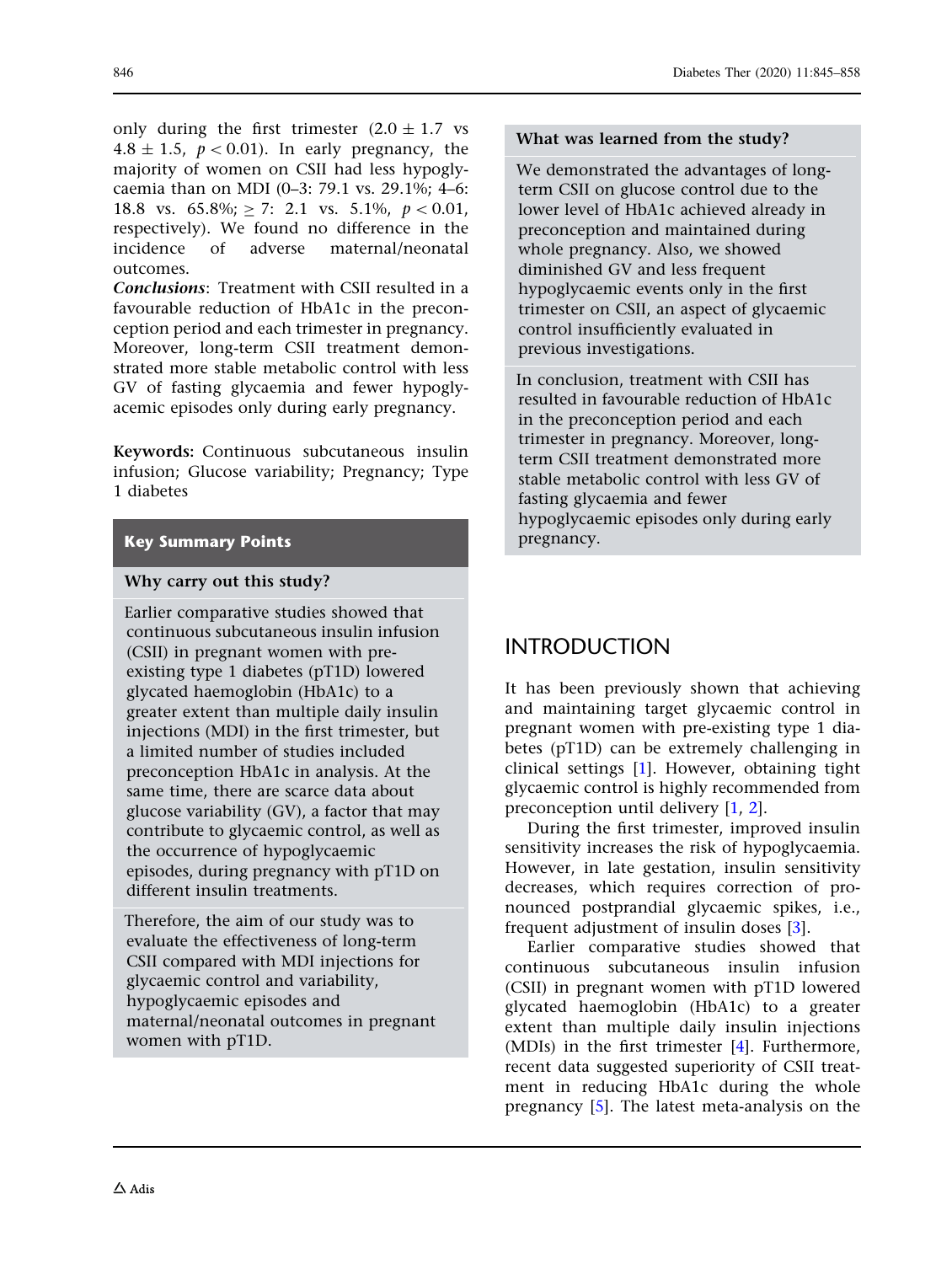only during the first trimester (2.0 ± 1.7 vs 4.8 ± 1.5, $p < 0.01$). In early pregnancy, the majority of women on CSII had less hypoglycaemia than on MDI (0–3: 79.1 vs. 29.1%; 4–6: 18.8 vs. 65.8%; ≥ 7: 2.1 vs. 5.1%, $p < 0.01$, respectively). We found no difference in the incidence of adverse maternal/neonatal outcomes.

***Conclusions***: Treatment with CSII resulted in a favourable reduction of HbA1c in the preconception period and each trimester in pregnancy. Moreover, long-term CSII treatment demonstrated more stable metabolic control with less GV of fasting glycaemia and fewer hypoglyacemic episodes only during early pregnancy.

**Keywords:** Continuous subcutaneous insulin infusion; Glucose variability; Pregnancy; Type 1 diabetes

## Key Summary Points

**Why carry out this study?**

Earlier comparative studies showed that continuous subcutaneous insulin infusion (CSII) in pregnant women with pre-existing type 1 diabetes (pT1D) lowered glycated haemoglobin (HbA1c) to a greater extent than multiple daily insulin injections (MDI) in the first trimester, but a limited number of studies included preconception HbA1c in analysis. At the same time, there are scarce data about glucose variability (GV), a factor that may contribute to glycaemic control, as well as the occurrence of hypoglycaemic episodes, during pregnancy with pT1D on different insulin treatments.

Therefore, the aim of our study was to evaluate the effectiveness of long-term CSII compared with MDI injections for glycaemic control and variability, hypoglycaemic episodes and maternal/neonatal outcomes in pregnant women with pT1D.

**What was learned from the study?**

We demonstrated the advantages of long-term CSII on glucose control due to the lower level of HbA1c achieved already in preconception and maintained during whole pregnancy. Also, we showed diminished GV and less frequent hypoglycaemic events only in the first trimester on CSII, an aspect of glycaemic control insufficiently evaluated in previous investigations.

In conclusion, treatment with CSII has resulted in favourable reduction of HbA1c in the preconception period and each trimester in pregnancy. Moreover, long-term CSII treatment demonstrated more stable metabolic control with less GV of fasting glycaemia and fewer hypoglycaemic episodes only during early pregnancy.

## INTRODUCTION

It has been previously shown that achieving and maintaining target glycaemic control in pregnant women with pre-existing type 1 diabetes (pT1D) can be extremely challenging in clinical settings [1]. However, obtaining tight glycaemic control is highly recommended from preconception until delivery [1, 2].

During the first trimester, improved insulin sensitivity increases the risk of hypoglycaemia. However, in late gestation, insulin sensitivity decreases, which requires correction of pronounced postprandial glycaemic spikes, i.e., frequent adjustment of insulin doses [3].

Earlier comparative studies showed that continuous subcutaneous insulin infusion (CSII) in pregnant women with pT1D lowered glycated haemoglobin (HbA1c) to a greater extent than multiple daily insulin injections (MDIs) in the first trimester [4]. Furthermore, recent data suggested superiority of CSII treatment in reducing HbA1c during the whole pregnancy [5]. The latest meta-analysis on the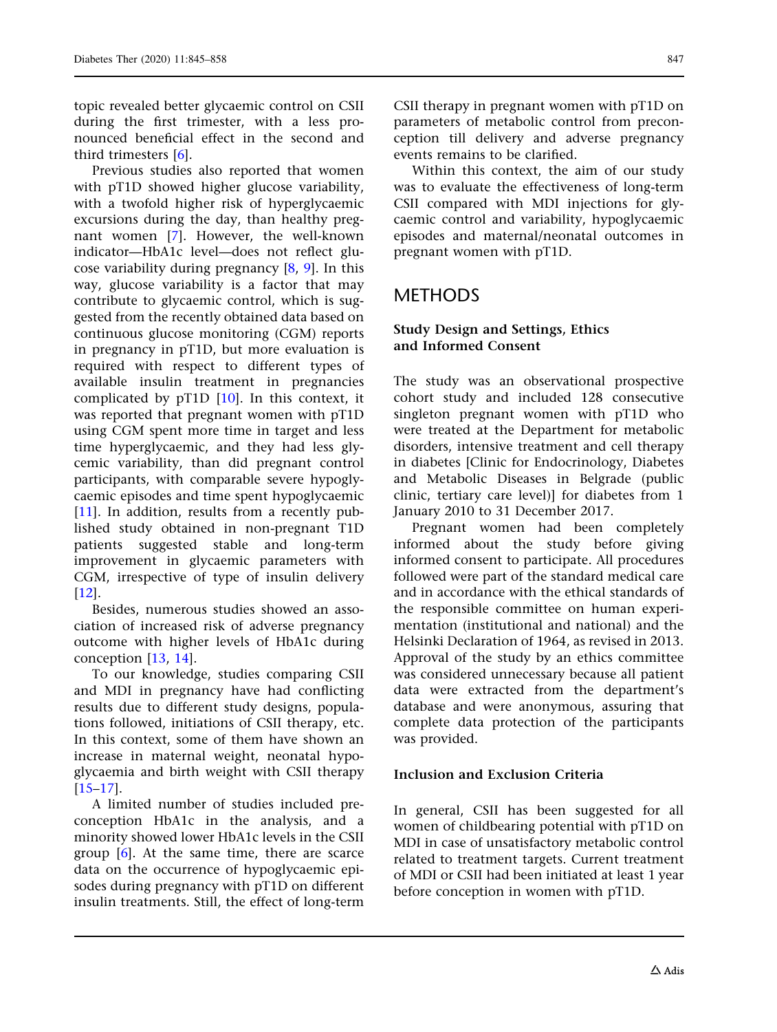topic revealed better glycaemic control on CSII during the first trimester, with a less pronounced beneficial effect in the second and third trimesters [6].

Previous studies also reported that women with pT1D showed higher glucose variability, with a twofold higher risk of hyperglycaemic excursions during the day, than healthy pregnant women [7]. However, the well-known indicator—HbA1c level—does not reflect glucose variability during pregnancy [8, 9]. In this way, glucose variability is a factor that may contribute to glycaemic control, which is suggested from the recently obtained data based on continuous glucose monitoring (CGM) reports in pregnancy in pT1D, but more evaluation is required with respect to different types of available insulin treatment in pregnancies complicated by pT1D [10]. In this context, it was reported that pregnant women with pT1D using CGM spent more time in target and less time hyperglycaemic, and they had less glycemic variability, than did pregnant control participants, with comparable severe hypoglycaemic episodes and time spent hypoglycaemic [11]. In addition, results from a recently published study obtained in non-pregnant T1D patients suggested stable and long-term improvement in glycaemic parameters with CGM, irrespective of type of insulin delivery [12].

Besides, numerous studies showed an association of increased risk of adverse pregnancy outcome with higher levels of HbA1c during conception [13, 14].

To our knowledge, studies comparing CSII and MDI in pregnancy have had conflicting results due to different study designs, populations followed, initiations of CSII therapy, etc. In this context, some of them have shown an increase in maternal weight, neonatal hypoglycaemia and birth weight with CSII therapy [15–17].

A limited number of studies included preconception HbA1c in the analysis, and a minority showed lower HbA1c levels in the CSII group [6]. At the same time, there are scarce data on the occurrence of hypoglycaemic episodes during pregnancy with pT1D on different insulin treatments. Still, the effect of long-term CSII therapy in pregnant women with pT1D on parameters of metabolic control from preconception till delivery and adverse pregnancy events remains to be clarified.

Within this context, the aim of our study was to evaluate the effectiveness of long-term CSII compared with MDI injections for glycaemic control and variability, hypoglycaemic episodes and maternal/neonatal outcomes in pregnant women with pT1D.

## METHODS

### Study Design and Settings, Ethics and Informed Consent

The study was an observational prospective cohort study and included 128 consecutive singleton pregnant women with pT1D who were treated at the Department for metabolic disorders, intensive treatment and cell therapy in diabetes [Clinic for Endocrinology, Diabetes and Metabolic Diseases in Belgrade (public clinic, tertiary care level)] for diabetes from 1 January 2010 to 31 December 2017.

Pregnant women had been completely informed about the study before giving informed consent to participate. All procedures followed were part of the standard medical care and in accordance with the ethical standards of the responsible committee on human experimentation (institutional and national) and the Helsinki Declaration of 1964, as revised in 2013. Approval of the study by an ethics committee was considered unnecessary because all patient data were extracted from the department's database and were anonymous, assuring that complete data protection of the participants was provided.

### Inclusion and Exclusion Criteria

In general, CSII has been suggested for all women of childbearing potential with pT1D on MDI in case of unsatisfactory metabolic control related to treatment targets. Current treatment of MDI or CSII had been initiated at least 1 year before conception in women with pT1D.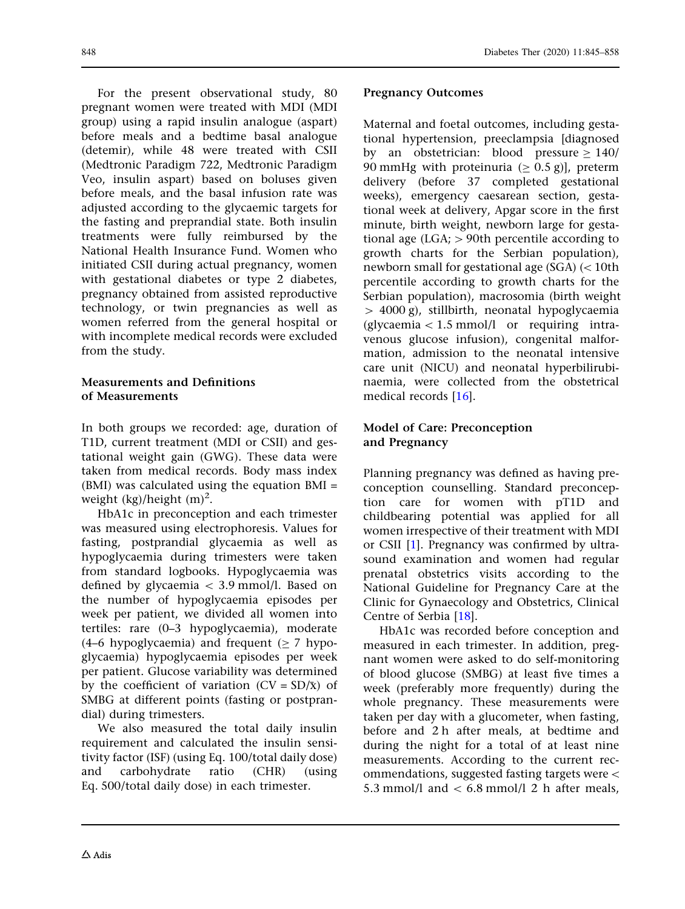For the present observational study, 80 pregnant women were treated with MDI (MDI group) using a rapid insulin analogue (aspart) before meals and a bedtime basal analogue (detemir), while 48 were treated with CSII (Medtronic Paradigm 722, Medtronic Paradigm Veo, insulin aspart) based on boluses given before meals, and the basal infusion rate was adjusted according to the glycaemic targets for the fasting and preprandial state. Both insulin treatments were fully reimbursed by the National Health Insurance Fund. Women who initiated CSII during actual pregnancy, women with gestational diabetes or type 2 diabetes, pregnancy obtained from assisted reproductive technology, or twin pregnancies as well as women referred from the general hospital or with incomplete medical records were excluded from the study.

### Measurements and Definitions of Measurements

In both groups we recorded: age, duration of T1D, current treatment (MDI or CSII) and gestational weight gain (GWG). These data were taken from medical records. Body mass index (BMI) was calculated using the equation BMI = weight (kg)/height $(m)^2$.

HbA1c in preconception and each trimester was measured using electrophoresis. Values for fasting, postprandial glycaemia as well as hypoglycaemia during trimesters were taken from standard logbooks. Hypoglycaemia was defined by glycaemia $< 3.9$ mmol/l. Based on the number of hypoglycaemia episodes per week per patient, we divided all women into tertiles: rare (0–3 hypoglycaemia), moderate (4–6 hypoglycaemia) and frequent ($\geq 7$ hypoglycaemia) hypoglycaemia episodes per week per patient. Glucose variability was determined by the coefficient of variation ($CV = SD/\bar{x}$) of SMBG at different points (fasting or postprandial) during trimesters.

We also measured the total daily insulin requirement and calculated the insulin sensitivity factor (ISF) (using Eq. 100/total daily dose) and carbohydrate ratio (CHR) (using Eq. 500/total daily dose) in each trimester.

### Pregnancy Outcomes

Maternal and foetal outcomes, including gestational hypertension, preeclampsia [diagnosed by an obstetrician: blood pressure $\geq 140/90$ mmHg with proteinuria ($\geq 0.5$ g)], preterm delivery (before 37 completed gestational weeks), emergency caesarean section, gestational week at delivery, Apgar score in the first minute, birth weight, newborn large for gestational age (LGA; $> 90$th percentile according to growth charts for the Serbian population), newborn small for gestational age (SGA) ($< 10$th percentile according to growth charts for the Serbian population), macrosomia (birth weight $> 4000$ g), stillbirth, neonatal hypoglycaemia (glycaemia $< 1.5$ mmol/l or requiring intravenous glucose infusion), congenital malformation, admission to the neonatal intensive care unit (NICU) and neonatal hyperbilirubinaemia, were collected from the obstetrical medical records [16].

### Model of Care: Preconception and Pregnancy

Planning pregnancy was defined as having preconception counselling. Standard preconception care for women with pT1D and childbearing potential was applied for all women irrespective of their treatment with MDI or CSII [1]. Pregnancy was confirmed by ultrasound examination and women had regular prenatal obstetrics visits according to the National Guideline for Pregnancy Care at the Clinic for Gynaecology and Obstetrics, Clinical Centre of Serbia [18].

HbA1c was recorded before conception and measured in each trimester. In addition, pregnant women were asked to do self-monitoring of blood glucose (SMBG) at least five times a week (preferably more frequently) during the whole pregnancy. These measurements were taken per day with a glucometer, when fasting, before and 2 h after meals, at bedtime and during the night for a total of at least nine measurements. According to the current recommendations, suggested fasting targets were $< 5.3$ mmol/l and $< 6.8$ mmol/l 2 h after meals,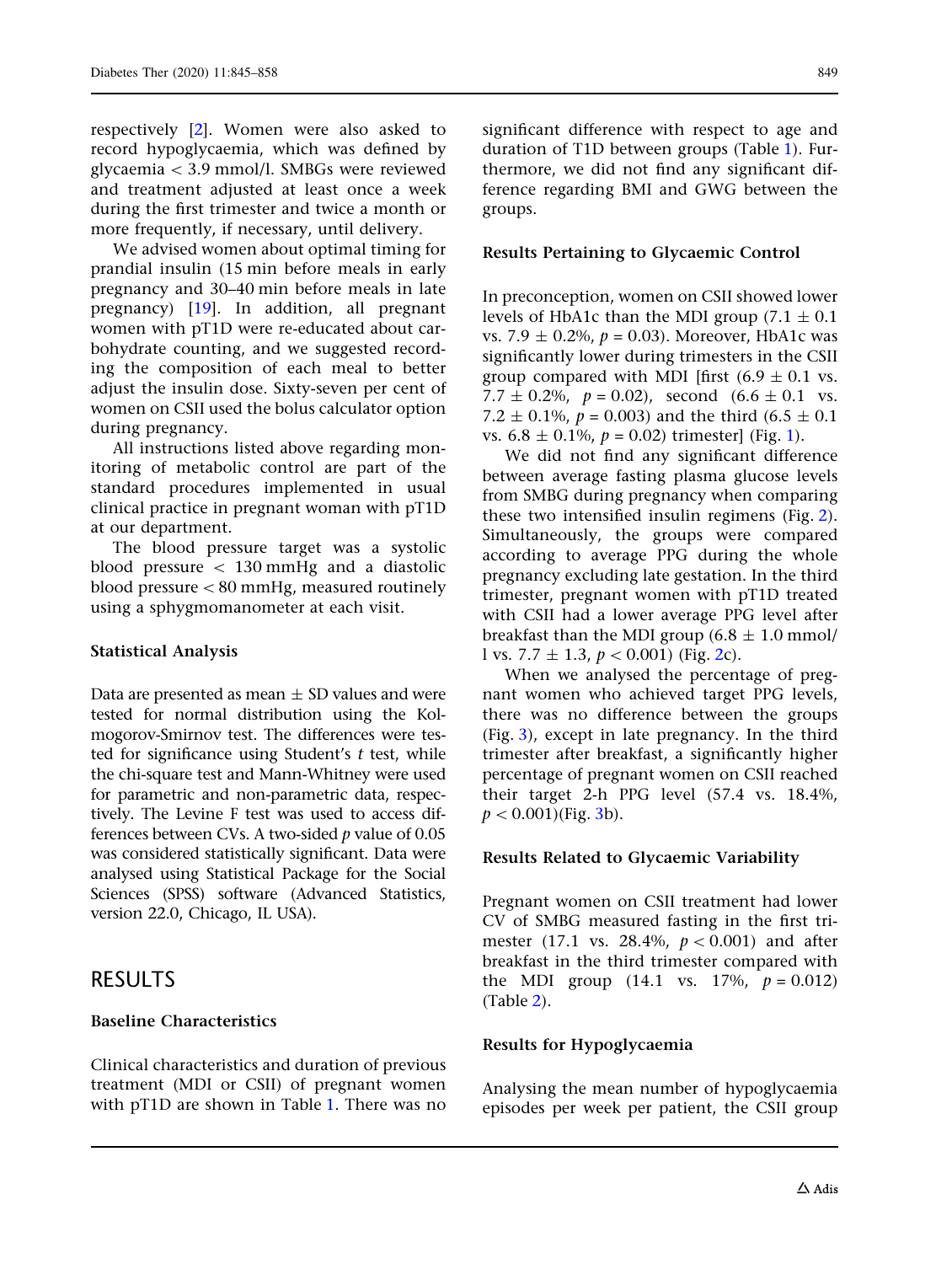respectively [2]. Women were also asked to record hypoglycaemia, which was defined by glycaemia < 3.9 mmol/l. SMBGs were reviewed and treatment adjusted at least once a week during the first trimester and twice a month or more frequently, if necessary, until delivery.

We advised women about optimal timing for prandial insulin (15 min before meals in early pregnancy and 30–40 min before meals in late pregnancy) [19]. In addition, all pregnant women with pT1D were re-educated about carbohydrate counting, and we suggested recording the composition of each meal to better adjust the insulin dose. Sixty-seven per cent of women on CSII used the bolus calculator option during pregnancy.

All instructions listed above regarding monitoring of metabolic control are part of the standard procedures implemented in usual clinical practice in pregnant woman with pT1D at our department.

The blood pressure target was a systolic blood pressure < 130 mmHg and a diastolic blood pressure < 80 mmHg, measured routinely using a sphygmomanometer at each visit.

### Statistical Analysis

Data are presented as mean ± SD values and were tested for normal distribution using the Kolmogorov-Smirnov test. The differences were tested for significance using Student's *t* test, while the chi-square test and Mann-Whitney were used for parametric and non-parametric data, respectively. The Levine F test was used to access differences between CVs. A two-sided *p* value of 0.05 was considered statistically significant. Data were analysed using Statistical Package for the Social Sciences (SPSS) software (Advanced Statistics, version 22.0, Chicago, IL USA).

## RESULTS

### Baseline Characteristics

Clinical characteristics and duration of previous treatment (MDI or CSII) of pregnant women with pT1D are shown in Table 1. There was no significant difference with respect to age and duration of T1D between groups (Table 1). Furthermore, we did not find any significant difference regarding BMI and GWG between the groups.

### Results Pertaining to Glycaemic Control

In preconception, women on CSII showed lower levels of HbA1c than the MDI group (7.1 ± 0.1 vs. 7.9 ± 0.2%, $p = 0.03$). Moreover, HbA1c was significantly lower during trimesters in the CSII group compared with MDI [first (6.9 ± 0.1 vs. 7.7 ± 0.2%, $p = 0.02$), second (6.6 ± 0.1 vs. 7.2 ± 0.1%, $p = 0.003$) and the third (6.5 ± 0.1 vs. 6.8 ± 0.1%, $p = 0.02$) trimester] (Fig. 1).

We did not find any significant difference between average fasting plasma glucose levels from SMBG during pregnancy when comparing these two intensified insulin regimens (Fig. 2). Simultaneously, the groups were compared according to average PPG during the whole pregnancy excluding late gestation. In the third trimester, pregnant women with pT1D treated with CSII had a lower average PPG level after breakfast than the MDI group (6.8 ± 1.0 mmol/l vs. 7.7 ± 1.3, $p < 0.001$) (Fig. 2c).

When we analysed the percentage of pregnant women who achieved target PPG levels, there was no difference between the groups (Fig. 3), except in late pregnancy. In the third trimester after breakfast, a significantly higher percentage of pregnant women on CSII reached their target 2-h PPG level (57.4 vs. 18.4%, $p < 0.001$)(Fig. 3b).

### Results Related to Glycaemic Variability

Pregnant women on CSII treatment had lower CV of SMBG measured fasting in the first trimester (17.1 vs. 28.4%, $p < 0.001$) and after breakfast in the third trimester compared with the MDI group (14.1 vs. 17%, $p = 0.012$) (Table 2).

### Results for Hypoglycaemia

Analysing the mean number of hypoglycaemia episodes per week per patient, the CSII group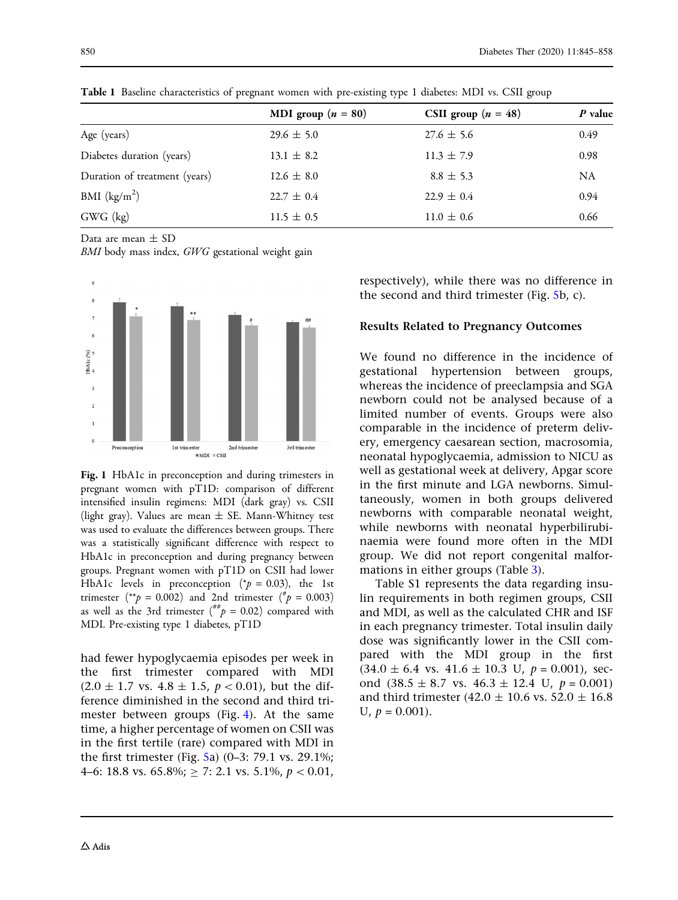**Table 1** Baseline characteristics of pregnant women with pre-existing type 1 diabetes: MDI vs. CSII group

| | MDI group ($n$ = 80) | CSII group ($n$ = 48) | $P$ value |
|---|---|---|---|
| Age (years) | 29.6 ± 5.0 | 27.6 ± 5.6 | 0.49 |
| Diabetes duration (years) | 13.1 ± 8.2 | 11.3 ± 7.9 | 0.98 |
| Duration of treatment (years) | 12.6 ± 8.0 | 8.8 ± 5.3 | NA |
| BMI (kg/m$^2$) | 22.7 ± 0.4 | 22.9 ± 0.4 | 0.94 |
| GWG (kg) | 11.5 ± 0.5 | 11.0 ± 0.6 | 0.66 |

Data are mean ± SD

*BMI* body mass index, *GWG* gestational weight gain

**Fig. 1** HbA1c in preconception and during trimesters in pregnant women with pT1D: comparison of different intensified insulin regimens: MDI (dark gray) vs. CSII (light gray). Values are mean ± SE. Mann-Whitney test was used to evaluate the differences between groups. There was a statistically significant difference with respect to HbA1c in preconception and during pregnancy between groups. Pregnant women with pT1D on CSII had lower HbA1c levels in preconception ($^{*}p$ = 0.03), the 1st trimester ($^{**}p$ = 0.002) and 2nd trimester ($^{\#}p$ = 0.003) as well as the 3rd trimester ($^{\#\#}p$ = 0.02) compared with MDI. Pre-existing type 1 diabetes, pT1D

had fewer hypoglycaemia episodes per week in the first trimester compared with MDI (2.0 ± 1.7 vs. 4.8 ± 1.5, $p < 0.01$), but the difference diminished in the second and third trimester between groups (Fig. 4). At the same time, a higher percentage of women on CSII was in the first tertile (rare) compared with MDI in the first trimester (Fig. 5a) (0–3: 79.1 vs. 29.1%; 4–6: 18.8 vs. 65.8%; ≥ 7: 2.1 vs. 5.1%, $p < 0.01$, respectively), while there was no difference in the second and third trimester (Fig. 5b, c).

### Results Related to Pregnancy Outcomes

We found no difference in the incidence of gestational hypertension between groups, whereas the incidence of preeclampsia and SGA newborn could not be analysed because of a limited number of events. Groups were also comparable in the incidence of preterm delivery, emergency caesarean section, macrosomia, neonatal hypoglycaemia, admission to NICU as well as gestational week at delivery, Apgar score in the first minute and LGA newborns. Simultaneously, women in both groups delivered newborns with comparable neonatal weight, while newborns with neonatal hyperbilirubinaemia were found more often in the MDI group. We did not report congenital malformations in either groups (Table 3).

Table S1 represents the data regarding insulin requirements in both regimen groups, CSII and MDI, as well as the calculated CHR and ISF in each pregnancy trimester. Total insulin daily dose was significantly lower in the CSII compared with the MDI group in the first (34.0 ± 6.4 vs. 41.6 ± 10.3 U, $p$ = 0.001), second (38.5 ± 8.7 vs. 46.3 ± 12.4 U, $p$ = 0.001) and third trimester (42.0 ± 10.6 vs. 52.0 ± 16.8 U, $p$ = 0.001).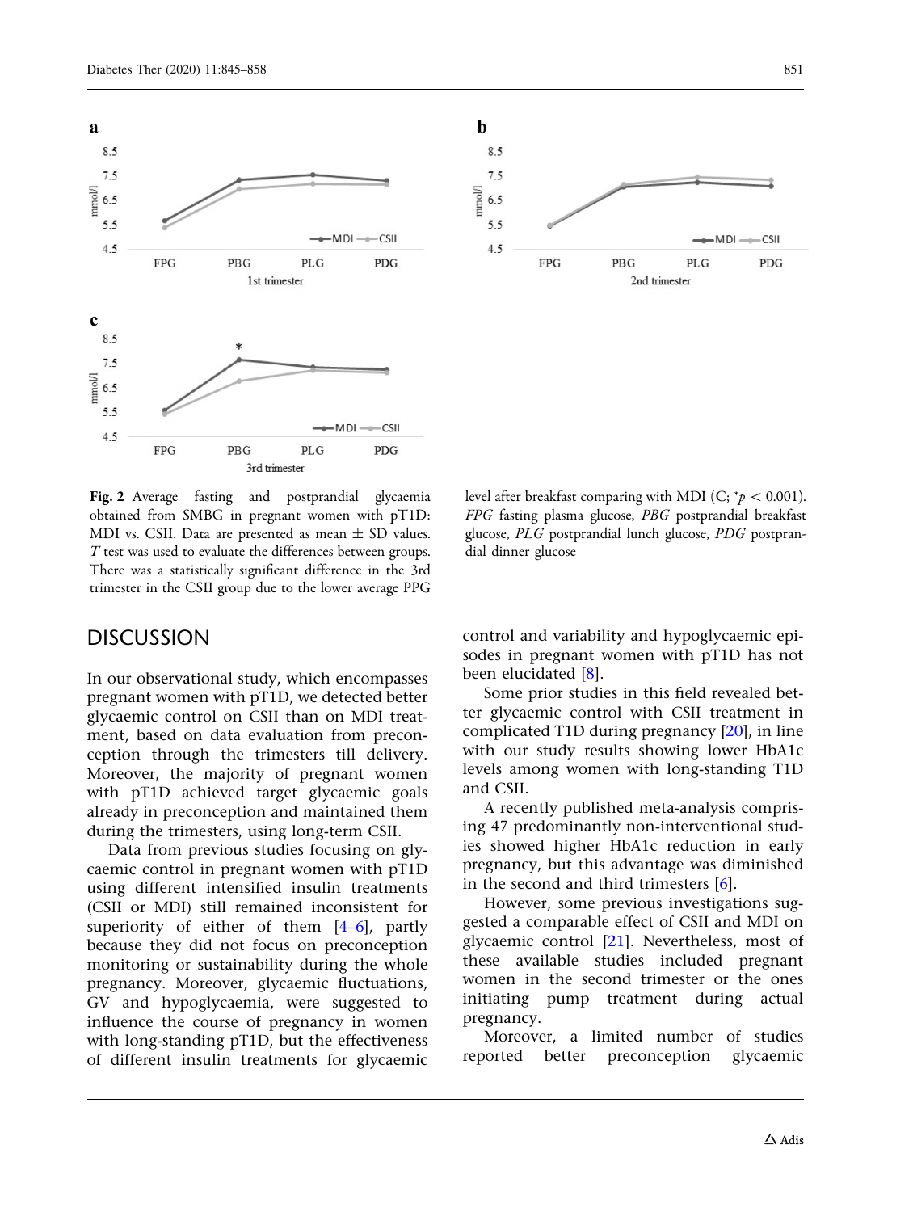Fig. 2 Average fasting and postprandial glycaemia obtained from SMBG in pregnant women with pT1D: MDI vs. CSII. Data are presented as mean ± SD values. *T* test was used to evaluate the differences between groups. There was a statistically significant difference in the 3rd trimester in the CSII group due to the lower average PPG level after breakfast comparing with MDI (C; *$p < 0.001$). *FPG* fasting plasma glucose, *PBG* postprandial breakfast glucose, *PLG* postprandial lunch glucose, *PDG* postprandial dinner glucose

## DISCUSSION

In our observational study, which encompasses pregnant women with pT1D, we detected better glycaemic control on CSII than on MDI treatment, based on data evaluation from preconception through the trimesters till delivery. Moreover, the majority of pregnant women with pT1D achieved target glycaemic goals already in preconception and maintained them during the trimesters, using long-term CSII.

Data from previous studies focusing on glycaemic control in pregnant women with pT1D using different intensified insulin treatments (CSII or MDI) still remained inconsistent for superiority of either of them [4–6], partly because they did not focus on preconception monitoring or sustainability during the whole pregnancy. Moreover, glycaemic fluctuations, GV and hypoglycaemia, were suggested to influence the course of pregnancy in women with long-standing pT1D, but the effectiveness of different insulin treatments for glycaemic control and variability and hypoglycaemic episodes in pregnant women with pT1D has not been elucidated [8].

Some prior studies in this field revealed better glycaemic control with CSII treatment in complicated T1D during pregnancy [20], in line with our study results showing lower HbA1c levels among women with long-standing T1D and CSII.

A recently published meta-analysis comprising 47 predominantly non-interventional studies showed higher HbA1c reduction in early pregnancy, but this advantage was diminished in the second and third trimesters [6].

However, some previous investigations suggested a comparable effect of CSII and MDI on glycaemic control [21]. Nevertheless, most of these available studies included pregnant women in the second trimester or the ones initiating pump treatment during actual pregnancy.

Moreover, a limited number of studies reported better preconception glycaemic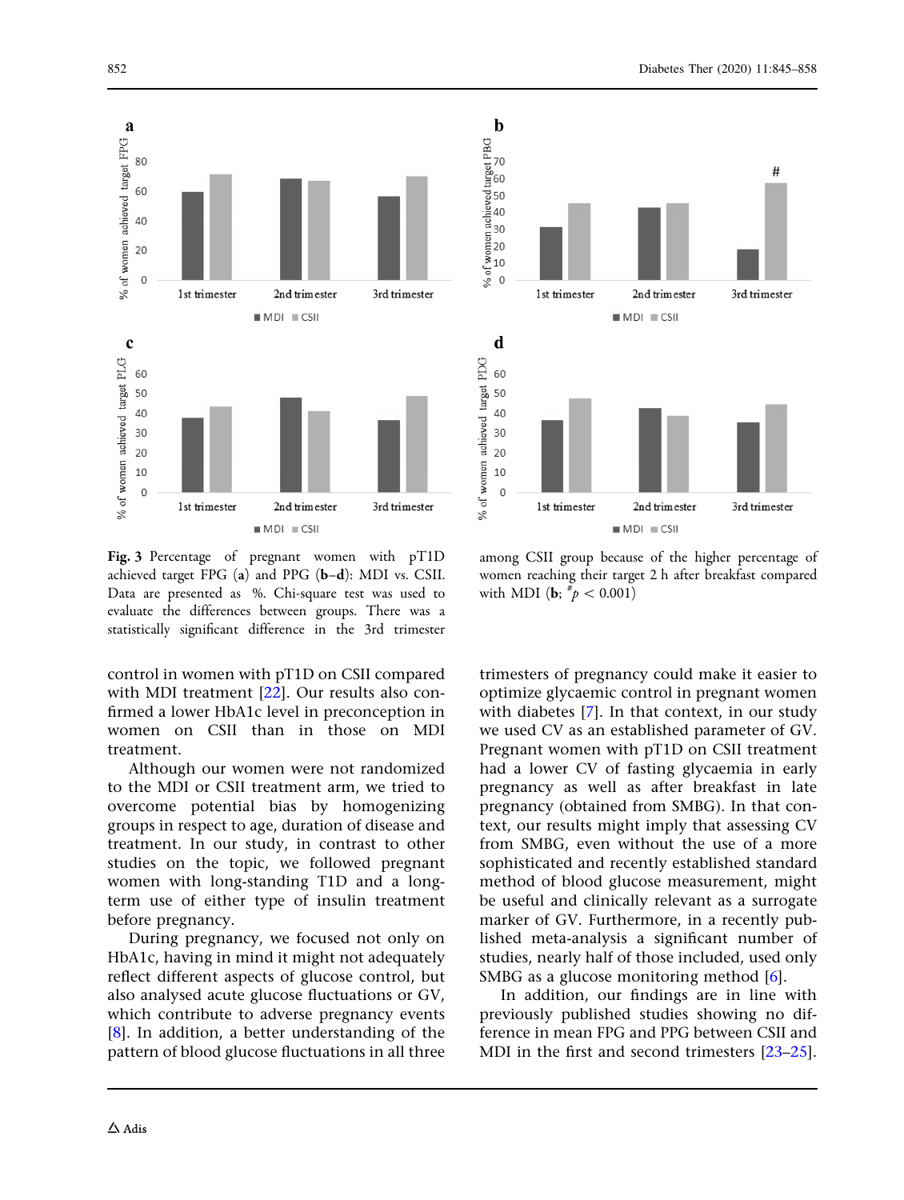**Fig. 3** Percentage of pregnant women with pT1D achieved target FPG (**a**) and PPG (**b**–**d**): MDI vs. CSII. Data are presented as %. Chi-square test was used to evaluate the differences between groups. There was a statistically significant difference in the 3rd trimester among CSII group because of the higher percentage of women reaching their target 2 h after breakfast compared with MDI (**b**; $^{\#}p < 0.001$)

control in women with pT1D on CSII compared with MDI treatment [22]. Our results also confirmed a lower HbA1c level in preconception in women on CSII than in those on MDI treatment.

Although our women were not randomized to the MDI or CSII treatment arm, we tried to overcome potential bias by homogenizing groups in respect to age, duration of disease and treatment. In our study, in contrast to other studies on the topic, we followed pregnant women with long-standing T1D and a long-term use of either type of insulin treatment before pregnancy.

During pregnancy, we focused not only on HbA1c, having in mind it might not adequately reflect different aspects of glucose control, but also analysed acute glucose fluctuations or GV, which contribute to adverse pregnancy events [8]. In addition, a better understanding of the pattern of blood glucose fluctuations in all three trimesters of pregnancy could make it easier to optimize glycaemic control in pregnant women with diabetes [7]. In that context, in our study we used CV as an established parameter of GV. Pregnant women with pT1D on CSII treatment had a lower CV of fasting glycaemia in early pregnancy as well as after breakfast in late pregnancy (obtained from SMBG). In that context, our results might imply that assessing CV from SMBG, even without the use of a more sophisticated and recently established standard method of blood glucose measurement, might be useful and clinically relevant as a surrogate marker of GV. Furthermore, in a recently published meta-analysis a significant number of studies, nearly half of those included, used only SMBG as a glucose monitoring method [6].

In addition, our findings are in line with previously published studies showing no difference in mean FPG and PPG between CSII and MDI in the first and second trimesters [23–25].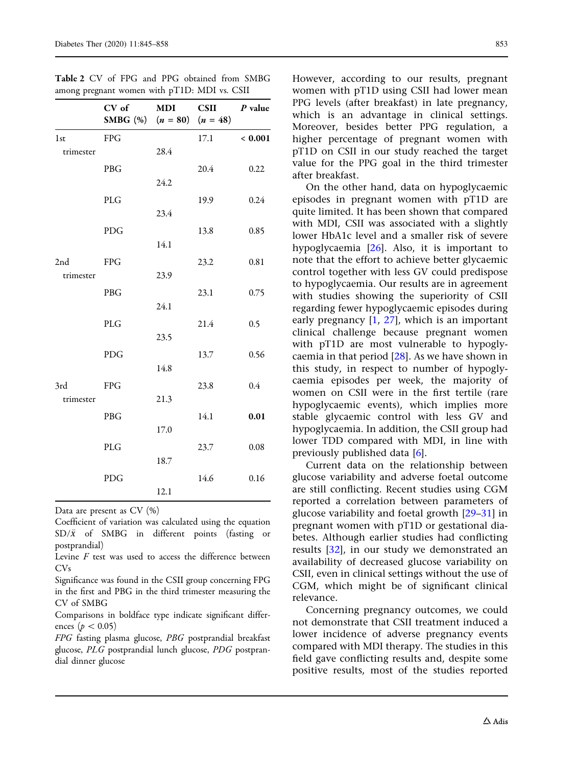**Table 2** CV of FPG and PPG obtained from SMBG among pregnant women with pT1D: MDI vs. CSII

| | CV of SMBG (%) | MDI ($n$ = 80) | CSII ($n$ = 48) | *P* value |
|---|---|---|---|---|
| 1st trimester | FPG | 28.4 | 17.1 | **< 0.001** |
| | PBG | 24.2 | 20.4 | 0.22 |
| | PLG | 23.4 | 19.9 | 0.24 |
| | PDG | 14.1 | 13.8 | 0.85 |
| 2nd trimester | FPG | 23.9 | 23.2 | 0.81 |
| | PBG | 24.1 | 23.1 | 0.75 |
| | PLG | 23.5 | 21.4 | 0.5 |
| | PDG | 14.8 | 13.7 | 0.56 |
| 3rd trimester | FPG | 21.3 | 23.8 | 0.4 |
| | PBG | 17.0 | 14.1 | **0.01** |
| | PLG | 18.7 | 23.7 | 0.08 |
| | PDG | 12.1 | 14.6 | 0.16 |

Data are present as CV (%)

Coefficient of variation was calculated using the equation SD/$\bar{x}$ of SMBG in different points (fasting or postprandial)

Levine *F* test was used to access the difference between CVs

Significance was found in the CSII group concerning FPG in the first and PBG in the third trimester measuring the CV of SMBG

Comparisons in boldface type indicate significant differences ($p < 0.05$)

*FPG* fasting plasma glucose, *PBG* postprandial breakfast glucose, *PLG* postprandial lunch glucose, *PDG* postprandial dinner glucose

However, according to our results, pregnant women with pT1D using CSII had lower mean PPG levels (after breakfast) in late pregnancy, which is an advantage in clinical settings. Moreover, besides better PPG regulation, a higher percentage of pregnant women with pT1D on CSII in our study reached the target value for the PPG goal in the third trimester after breakfast.

On the other hand, data on hypoglycaemic episodes in pregnant women with pT1D are quite limited. It has been shown that compared with MDI, CSII was associated with a slightly lower HbA1c level and a smaller risk of severe hypoglycaemia [26]. Also, it is important to note that the effort to achieve better glycaemic control together with less GV could predispose to hypoglycaemia. Our results are in agreement with studies showing the superiority of CSII regarding fewer hypoglycaemic episodes during early pregnancy [1, 27], which is an important clinical challenge because pregnant women with pT1D are most vulnerable to hypoglycaemia in that period [28]. As we have shown in this study, in respect to number of hypoglycaemia episodes per week, the majority of women on CSII were in the first tertile (rare hypoglycaemic events), which implies more stable glycaemic control with less GV and hypoglycaemia. In addition, the CSII group had lower TDD compared with MDI, in line with previously published data [6].

Current data on the relationship between glucose variability and adverse foetal outcome are still conflicting. Recent studies using CGM reported a correlation between parameters of glucose variability and foetal growth [29–31] in pregnant women with pT1D or gestational diabetes. Although earlier studies had conflicting results [32], in our study we demonstrated an availability of decreased glucose variability on CSII, even in clinical settings without the use of CGM, which might be of significant clinical relevance.

Concerning pregnancy outcomes, we could not demonstrate that CSII treatment induced a lower incidence of adverse pregnancy events compared with MDI therapy. The studies in this field gave conflicting results and, despite some positive results, most of the studies reported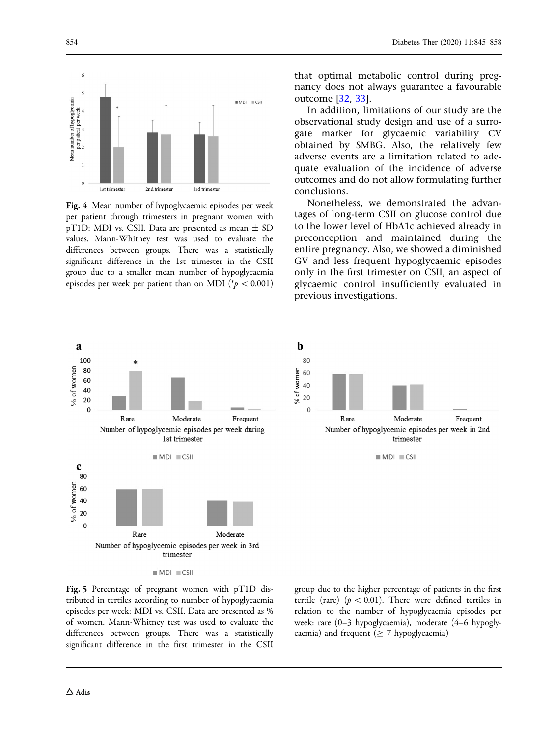Fig. 4 Mean number of hypoglycaemic episodes per week per patient through trimesters in pregnant women with pT1D: MDI vs. CSII. Data are presented as mean ± SD values. Mann-Whitney test was used to evaluate the differences between groups. There was a statistically significant difference in the 1st trimester in the CSII group due to a smaller mean number of hypoglycaemia episodes per week per patient than on MDI (*$p < 0.001$)

that optimal metabolic control during pregnancy does not always guarantee a favourable outcome [32, 33].

In addition, limitations of our study are the observational study design and use of a surrogate marker for glycaemic variability CV obtained by SMBG. Also, the relatively few adverse events are a limitation related to adequate evaluation of the incidence of adverse outcomes and do not allow formulating further conclusions.

Nonetheless, we demonstrated the advantages of long-term CSII on glucose control due to the lower level of HbA1c achieved already in preconception and maintained during the entire pregnancy. Also, we showed a diminished GV and less frequent hypoglycaemic episodes only in the first trimester on CSII, an aspect of glycaemic control insufficiently evaluated in previous investigations.

Fig. 5 Percentage of pregnant women with pT1D distributed in tertiles according to number of hypoglycaemia episodes per week: MDI vs. CSII. Data are presented as % of women. Mann-Whitney test was used to evaluate the differences between groups. There was a statistically significant difference in the first trimester in the CSII group due to the higher percentage of patients in the first tertile (rare) ($p < 0.01$). There were defined tertiles in relation to the number of hypoglycaemia episodes per week: rare (0–3 hypoglycaemia), moderate (4–6 hypoglycaemia) and frequent (≥ 7 hypoglycaemia)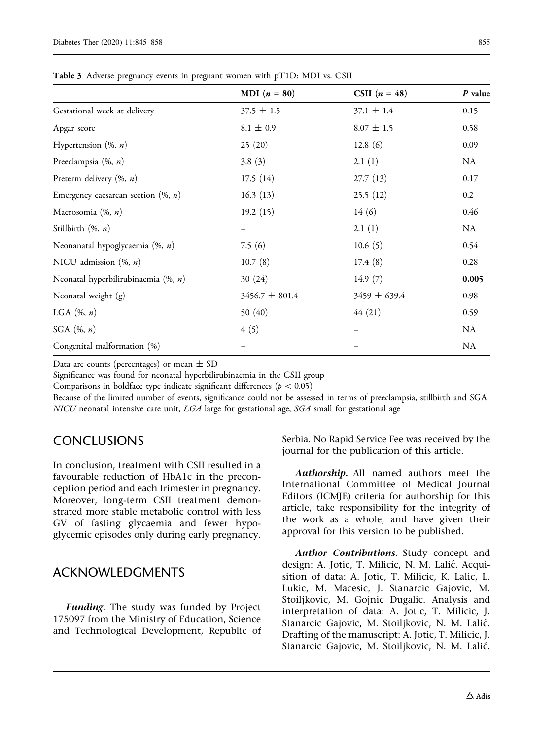Table 3 Adverse pregnancy events in pregnant women with pT1D: MDI vs. CSII

| | MDI ($n$ = 80) | CSII ($n$ = 48) | $P$ value |
|---|---|---|---|
| Gestational week at delivery | 37.5 ± 1.5 | 37.1 ± 1.4 | 0.15 |
| Apgar score | 8.1 ± 0.9 | 8.07 ± 1.5 | 0.58 |
| Hypertension (%, $n$) | 25 (20) | 12.8 (6) | 0.09 |
| Preeclampsia (%, $n$) | 3.8 (3) | 2.1 (1) | NA |
| Preterm delivery (%, $n$) | 17.5 (14) | 27.7 (13) | 0.17 |
| Emergency caesarean section (%, $n$) | 16.3 (13) | 25.5 (12) | 0.2 |
| Macrosomia (%, $n$) | 19.2 (15) | 14 (6) | 0.46 |
| Stillbirth (%, $n$) | – | 2.1 (1) | NA |
| Neonanatal hypoglycaemia (%, $n$) | 7.5 (6) | 10.6 (5) | 0.54 |
| NICU admission (%, $n$) | 10.7 (8) | 17.4 (8) | 0.28 |
| Neonatal hyperbilirubinaemia (%, $n$) | 30 (24) | 14.9 (7) | **0.005** |
| Neonatal weight (g) | 3456.7 ± 801.4 | 3459 ± 639.4 | 0.98 |
| LGA (%, $n$) | 50 (40) | 44 (21) | 0.59 |
| SGA (%, $n$) | 4 (5) | – | NA |
| Congenital malformation (%) | – | – | NA |

Data are counts (percentages) or mean ± SD

Significance was found for neonatal hyperbilirubinaemia in the CSII group

Comparisons in boldface type indicate significant differences ($p < 0.05$)

Because of the limited number of events, significance could not be assessed in terms of preeclampsia, stillbirth and SGA

*NICU* neonatal intensive care unit, *LGA* large for gestational age, *SGA* small for gestational age

## CONCLUSIONS

In conclusion, treatment with CSII resulted in a favourable reduction of HbA1c in the preconception period and each trimester in pregnancy. Moreover, long-term CSII treatment demonstrated more stable metabolic control with less GV of fasting glycaemia and fewer hypoglycemic episodes only during early pregnancy.

## ACKNOWLEDGMENTS

***Funding.*** The study was funded by Project 175097 from the Ministry of Education, Science and Technological Development, Republic of Serbia. No Rapid Service Fee was received by the journal for the publication of this article.

***Authorship.*** All named authors meet the International Committee of Medical Journal Editors (ICMJE) criteria for authorship for this article, take responsibility for the integrity of the work as a whole, and have given their approval for this version to be published.

***Author Contributions.*** Study concept and design: A. Jotic, T. Milicic, N. M. Lalić. Acquisition of data: A. Jotic, T. Milicic, K. Lalic, L. Lukic, M. Macesic, J. Stanarcic Gajovic, M. Stoiljkovic, M. Gojnic Dugalic. Analysis and interpretation of data: A. Jotic, T. Milicic, J. Stanarcic Gajovic, M. Stoiljkovic, N. M. Lalić. Drafting of the manuscript: A. Jotic, T. Milicic, J. Stanarcic Gajovic, M. Stoiljkovic, N. M. Lalić.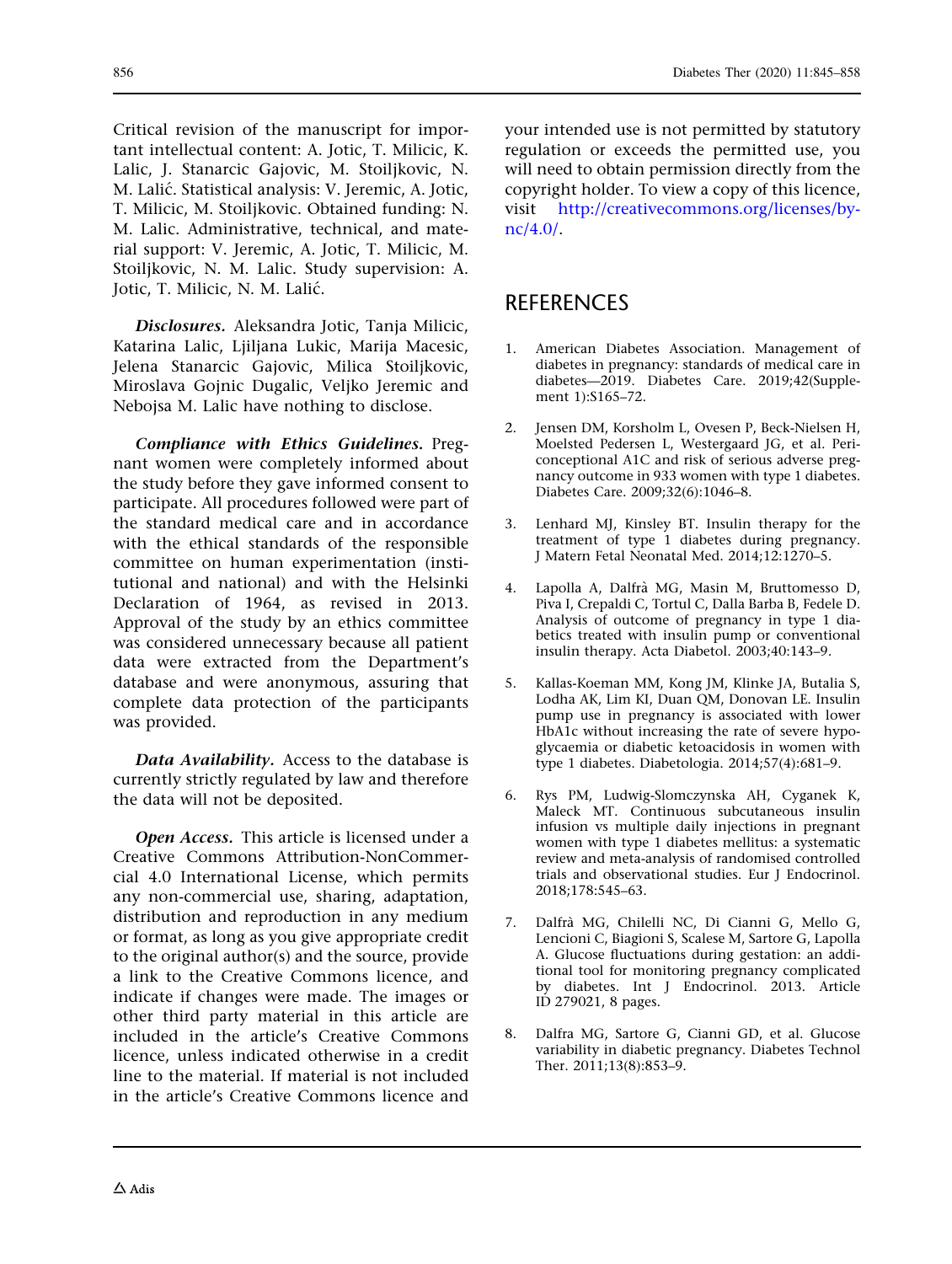Critical revision of the manuscript for important intellectual content: A. Jotic, T. Milicic, K. Lalic, J. Stanarcic Gajovic, M. Stoiljkovic, N. M. Lalić. Statistical analysis: V. Jeremic, A. Jotic, T. Milicic, M. Stoiljkovic. Obtained funding: N. M. Lalic. Administrative, technical, and material support: V. Jeremic, A. Jotic, T. Milicic, M. Stoiljkovic, N. M. Lalic. Study supervision: A. Jotic, T. Milicic, N. M. Lalić.

***Disclosures.*** Aleksandra Jotic, Tanja Milicic, Katarina Lalic, Ljiljana Lukic, Marija Macesic, Jelena Stanarcic Gajovic, Milica Stoiljkovic, Miroslava Gojnic Dugalic, Veljko Jeremic and Nebojsa M. Lalic have nothing to disclose.

***Compliance with Ethics Guidelines.*** Pregnant women were completely informed about the study before they gave informed consent to participate. All procedures followed were part of the standard medical care and in accordance with the ethical standards of the responsible committee on human experimentation (institutional and national) and with the Helsinki Declaration of 1964, as revised in 2013. Approval of the study by an ethics committee was considered unnecessary because all patient data were extracted from the Department's database and were anonymous, assuring that complete data protection of the participants was provided.

***Data Availability.*** Access to the database is currently strictly regulated by law and therefore the data will not be deposited.

***Open Access.*** This article is licensed under a Creative Commons Attribution-NonCommercial 4.0 International License, which permits any non-commercial use, sharing, adaptation, distribution and reproduction in any medium or format, as long as you give appropriate credit to the original author(s) and the source, provide a link to the Creative Commons licence, and indicate if changes were made. The images or other third party material in this article are included in the article's Creative Commons licence, unless indicated otherwise in a credit line to the material. If material is not included in the article's Creative Commons licence and your intended use is not permitted by statutory regulation or exceeds the permitted use, you will need to obtain permission directly from the copyright holder. To view a copy of this licence, visit http://creativecommons.org/licenses/by-nc/4.0/.

## REFERENCES

1. American Diabetes Association. Management of diabetes in pregnancy: standards of medical care in diabetes—2019. Diabetes Care. 2019;42(Supplement 1):S165–72.
2. Jensen DM, Korsholm L, Ovesen P, Beck-Nielsen H, Moelsted Pedersen L, Westergaard JG, et al. Periconceptional A1C and risk of serious adverse pregnancy outcome in 933 women with type 1 diabetes. Diabetes Care. 2009;32(6):1046–8.
3. Lenhard MJ, Kinsley BT. Insulin therapy for the treatment of type 1 diabetes during pregnancy. J Matern Fetal Neonatal Med. 2014;12:1270–5.
4. Lapolla A, Dalfrà MG, Masin M, Bruttomesso D, Piva I, Crepaldi C, Tortul C, Dalla Barba B, Fedele D. Analysis of outcome of pregnancy in type 1 diabetics treated with insulin pump or conventional insulin therapy. Acta Diabetol. 2003;40:143–9.
5. Kallas-Koeman MM, Kong JM, Klinke JA, Butalia S, Lodha AK, Lim KI, Duan QM, Donovan LE. Insulin pump use in pregnancy is associated with lower HbA1c without increasing the rate of severe hypoglycaemia or diabetic ketoacidosis in women with type 1 diabetes. Diabetologia. 2014;57(4):681–9.
6. Rys PM, Ludwig-Slomczynska AH, Cyganek K, Maleck MT. Continuous subcutaneous insulin infusion vs multiple daily injections in pregnant women with type 1 diabetes mellitus: a systematic review and meta-analysis of randomised controlled trials and observational studies. Eur J Endocrinol. 2018;178:545–63.
7. Dalfrà MG, Chilelli NC, Di Cianni G, Mello G, Lencioni C, Biagioni S, Scalese M, Sartore G, Lapolla A. Glucose fluctuations during gestation: an additional tool for monitoring pregnancy complicated by diabetes. Int J Endocrinol. 2013. Article ID 279021, 8 pages.
8. Dalfra MG, Sartore G, Cianni GD, et al. Glucose variability in diabetic pregnancy. Diabetes Technol Ther. 2011;13(8):853–9.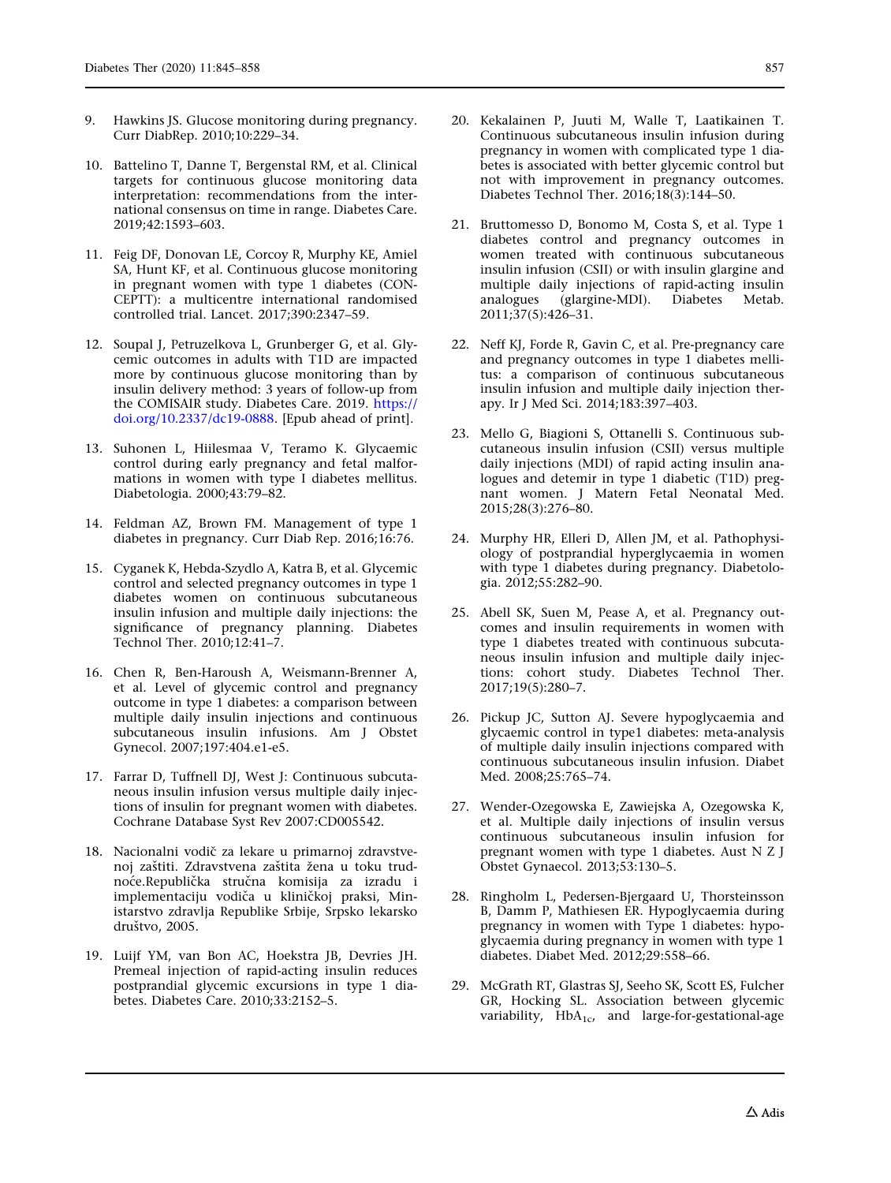9. Hawkins JS. Glucose monitoring during pregnancy. Curr DiabRep. 2010;10:229–34.

10. Battelino T, Danne T, Bergenstal RM, et al. Clinical targets for continuous glucose monitoring data interpretation: recommendations from the international consensus on time in range. Diabetes Care. 2019;42:1593–603.

11. Feig DF, Donovan LE, Corcoy R, Murphy KE, Amiel SA, Hunt KF, et al. Continuous glucose monitoring in pregnant women with type 1 diabetes (CONCEPTT): a multicentre international randomised controlled trial. Lancet. 2017;390:2347–59.

12. Soupal J, Petruzelkova L, Grunberger G, et al. Glycemic outcomes in adults with T1D are impacted more by continuous glucose monitoring than by insulin delivery method: 3 years of follow-up from the COMISAIR study. Diabetes Care. 2019. https://doi.org/10.2337/dc19-0888. [Epub ahead of print].

13. Suhonen L, Hiilesmaa V, Teramo K. Glycaemic control during early pregnancy and fetal malformations in women with type I diabetes mellitus. Diabetologia. 2000;43:79–82.

14. Feldman AZ, Brown FM. Management of type 1 diabetes in pregnancy. Curr Diab Rep. 2016;16:76.

15. Cyganek K, Hebda-Szydlo A, Katra B, et al. Glycemic control and selected pregnancy outcomes in type 1 diabetes women on continuous subcutaneous insulin infusion and multiple daily injections: the significance of pregnancy planning. Diabetes Technol Ther. 2010;12:41–7.

16. Chen R, Ben-Haroush A, Weismann-Brenner A, et al. Level of glycemic control and pregnancy outcome in type 1 diabetes: a comparison between multiple daily insulin injections and continuous subcutaneous insulin infusions. Am J Obstet Gynecol. 2007;197:404.e1-e5.

17. Farrar D, Tuffnell DJ, West J: Continuous subcutaneous insulin infusion versus multiple daily injections of insulin for pregnant women with diabetes. Cochrane Database Syst Rev 2007:CD005542.

18. Nacionalni vodič za lekare u primarnoj zdravstvenoj zaštiti. Zdravstvena zaštita žena u toku trudnoće.Republička stručna komisija za izradu i implementaciju vodiča u kliničkoj praksi, Ministarstvo zdravlja Republike Srbije, Srpsko lekarsko društvo, 2005.

19. Luijf YM, van Bon AC, Hoekstra JB, Devries JH. Premeal injection of rapid-acting insulin reduces postprandial glycemic excursions in type 1 diabetes. Diabetes Care. 2010;33:2152–5.

20. Kekalainen P, Juuti M, Walle T, Laatikainen T. Continuous subcutaneous insulin infusion during pregnancy in women with complicated type 1 diabetes is associated with better glycemic control but not with improvement in pregnancy outcomes. Diabetes Technol Ther. 2016;18(3):144–50.

21. Bruttomesso D, Bonomo M, Costa S, et al. Type 1 diabetes control and pregnancy outcomes in women treated with continuous subcutaneous insulin infusion (CSII) or with insulin glargine and multiple daily injections of rapid-acting insulin analogues (glargine-MDI). Diabetes Metab. 2011;37(5):426–31.

22. Neff KJ, Forde R, Gavin C, et al. Pre-pregnancy care and pregnancy outcomes in type 1 diabetes mellitus: a comparison of continuous subcutaneous insulin infusion and multiple daily injection therapy. Ir J Med Sci. 2014;183:397–403.

23. Mello G, Biagioni S, Ottanelli S. Continuous subcutaneous insulin infusion (CSII) versus multiple daily injections (MDI) of rapid acting insulin analogues and detemir in type 1 diabetic (T1D) pregnant women. J Matern Fetal Neonatal Med. 2015;28(3):276–80.

24. Murphy HR, Elleri D, Allen JM, et al. Pathophysiology of postprandial hyperglycaemia in women with type 1 diabetes during pregnancy. Diabetologia. 2012;55:282–90.

25. Abell SK, Suen M, Pease A, et al. Pregnancy outcomes and insulin requirements in women with type 1 diabetes treated with continuous subcutaneous insulin infusion and multiple daily injections: cohort study. Diabetes Technol Ther. 2017;19(5):280–7.

26. Pickup JC, Sutton AJ. Severe hypoglycaemia and glycaemic control in type1 diabetes: meta-analysis of multiple daily insulin injections compared with continuous subcutaneous insulin infusion. Diabet Med. 2008;25:765–74.

27. Wender-Ozegowska E, Zawiejska A, Ozegowska K, et al. Multiple daily injections of insulin versus continuous subcutaneous insulin infusion for pregnant women with type 1 diabetes. Aust N Z J Obstet Gynaecol. 2013;53:130–5.

28. Ringholm L, Pedersen-Bjergaard U, Thorsteinsson B, Damm P, Mathiesen ER. Hypoglycaemia during pregnancy in women with Type 1 diabetes: hypoglycaemia during pregnancy in women with type 1 diabetes. Diabet Med. 2012;29:558–66.

29. McGrath RT, Glastras SJ, Seeho SK, Scott ES, Fulcher GR, Hocking SL. Association between glycemic variability, $HbA_{1c}$, and large-for-gestational-age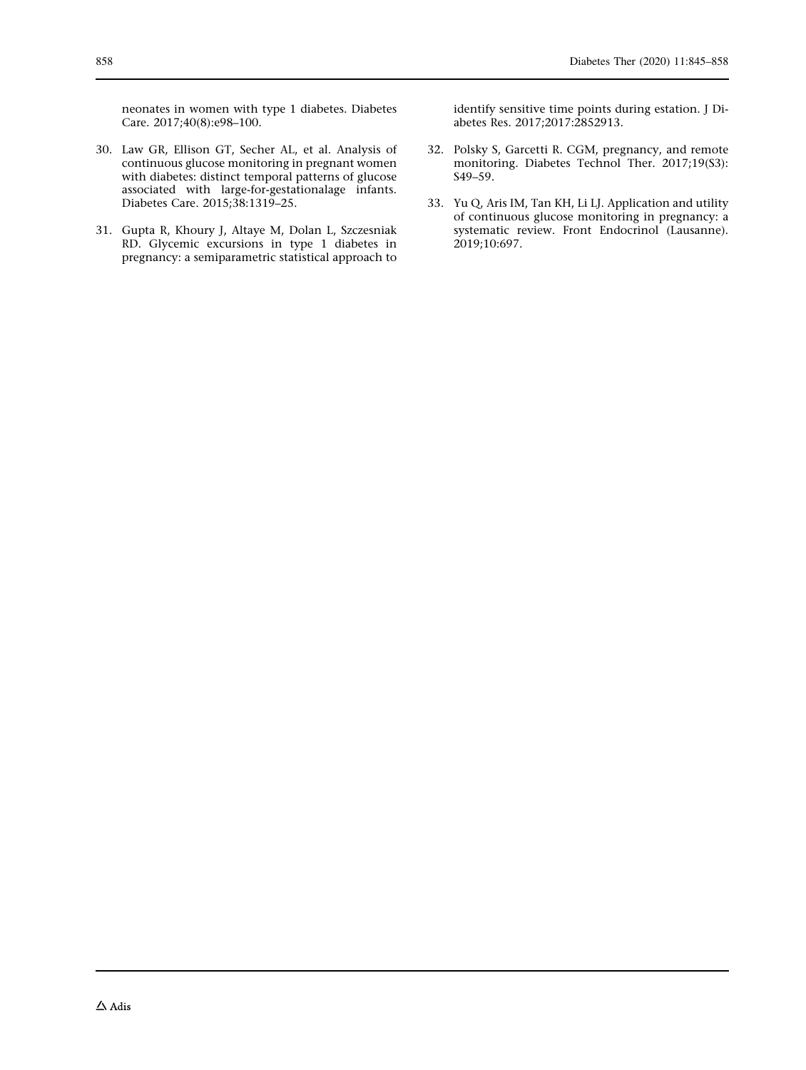neonates in women with type 1 diabetes. Diabetes Care. 2017;40(8):e98–100.

30. Law GR, Ellison GT, Secher AL, et al. Analysis of continuous glucose monitoring in pregnant women with diabetes: distinct temporal patterns of glucose associated with large-for-gestationalage infants. Diabetes Care. 2015;38:1319–25.

31. Gupta R, Khoury J, Altaye M, Dolan L, Szczesniak RD. Glycemic excursions in type 1 diabetes in pregnancy: a semiparametric statistical approach to identify sensitive time points during estation. J Diabetes Res. 2017;2017:2852913.

32. Polsky S, Garcetti R. CGM, pregnancy, and remote monitoring. Diabetes Technol Ther. 2017;19(S3): S49–59.

33. Yu Q, Aris IM, Tan KH, Li LJ. Application and utility of continuous glucose monitoring in pregnancy: a systematic review. Front Endocrinol (Lausanne). 2019;10:697.